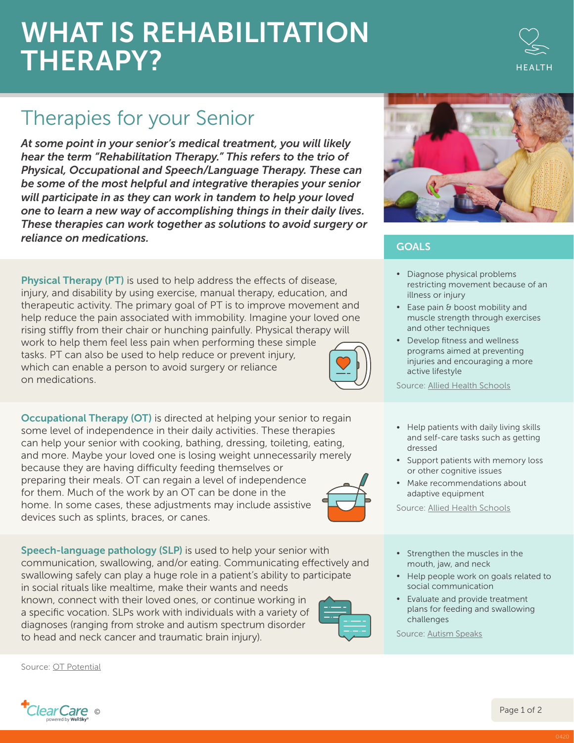# WHAT IS REHABILITATION THERAPY?

HEALTH

## Therapies for your Senior

***At some point in your senior's medical treatment, you will likely hear the term "Rehabilitation Therapy." This refers to the trio of Physical, Occupational and Speech/Language Therapy. These can be some of the most helpful and integrative therapies your senior will participate in as they can work in tandem to help your loved one to learn a new way of accomplishing things in their daily lives. These therapies can work together as solutions to avoid surgery or reliance on medications.***

### GOALS

**Physical Therapy (PT)** is used to help address the effects of disease, injury, and disability by using exercise, manual therapy, education, and therapeutic activity. The primary goal of PT is to improve movement and help reduce the pain associated with immobility. Imagine your loved one rising stiffly from their chair or hunching painfully. Physical therapy will work to help them feel less pain when performing these simple tasks. PT can also be used to help reduce or prevent injury, which can enable a person to avoid surgery or reliance on medications.

- Diagnose physical problems restricting movement because of an illness or injury
- Ease pain & boost mobility and muscle strength through exercises and other techniques
- Develop fitness and wellness programs aimed at preventing injuries and encouraging a more active lifestyle

Source: Allied Health Schools

**Occupational Therapy (OT)** is directed at helping your senior to regain some level of independence in their daily activities. These therapies can help your senior with cooking, bathing, dressing, toileting, eating, and more. Maybe your loved one is losing weight unnecessarily merely because they are having difficulty feeding themselves or preparing their meals. OT can regain a level of independence for them. Much of the work by an OT can be done in the home. In some cases, these adjustments may include assistive devices such as splints, braces, or canes.

- Help patients with daily living skills and self-care tasks such as getting dressed
- Support patients with memory loss or other cognitive issues
- Make recommendations about adaptive equipment

Source: Allied Health Schools

**Speech-language pathology (SLP)** is used to help your senior with communication, swallowing, and/or eating. Communicating effectively and swallowing safely can play a huge role in a patient's ability to participate in social rituals like mealtime, make their wants and needs known, connect with their loved ones, or continue working in a specific vocation. SLPs work with individuals with a variety of diagnoses (ranging from stroke and autism spectrum disorder to head and neck cancer and traumatic brain injury).

- Strengthen the muscles in the mouth, jaw, and neck
- Help people work on goals related to social communication
- Evaluate and provide treatment plans for feeding and swallowing challenges

Source: Autism Speaks

Source: OT Potential

ClearCare powered by WellSky® ©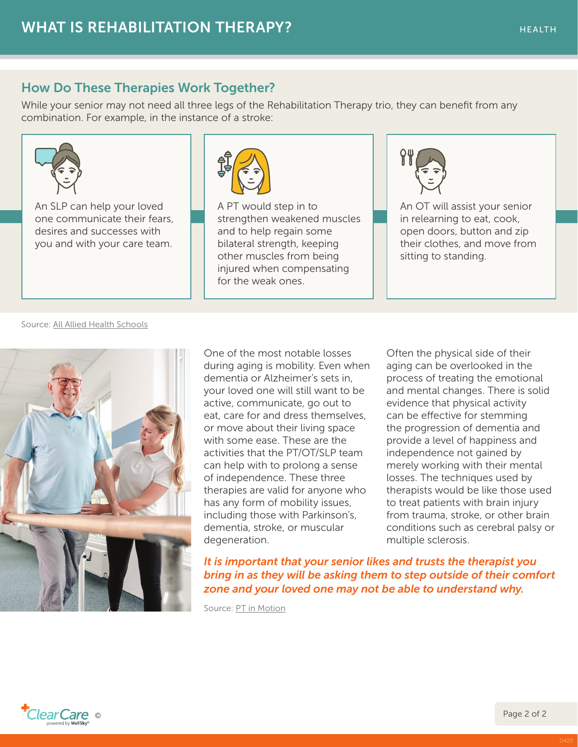## How Do These Therapies Work Together?

While your senior may not need all three legs of the Rehabilitation Therapy trio, they can benefit from any combination. For example, in the instance of a stroke:

An SLP can help your loved one communicate their fears, desires and successes with you and with your care team.

A PT would step in to strengthen weakened muscles and to help regain some bilateral strength, keeping other muscles from being injured when compensating for the weak ones.

An OT will assist your senior in relearning to eat, cook, open doors, button and zip their clothes, and move from sitting to standing.

Source: All Allied Health Schools

One of the most notable losses during aging is mobility. Even when dementia or Alzheimer's sets in, your loved one will still want to be active, communicate, go out to eat, care for and dress themselves, or move about their living space with some ease. These are the activities that the PT/OT/SLP team can help with to prolong a sense of independence. These three therapies are valid for anyone who has any form of mobility issues, including those with Parkinson's, dementia, stroke, or muscular degeneration.

Often the physical side of their aging can be overlooked in the process of treating the emotional and mental changes. There is solid evidence that physical activity can be effective for stemming the progression of dementia and provide a level of happiness and independence not gained by merely working with their mental losses. The techniques used by therapists would be like those used to treat patients with brain injury from trauma, stroke, or other brain conditions such as cerebral palsy or multiple sclerosis.

***It is important that your senior likes and trusts the therapist you bring in as they will be asking them to step outside of their comfort zone and your loved one may not be able to understand why.***

Source: PT in Motion